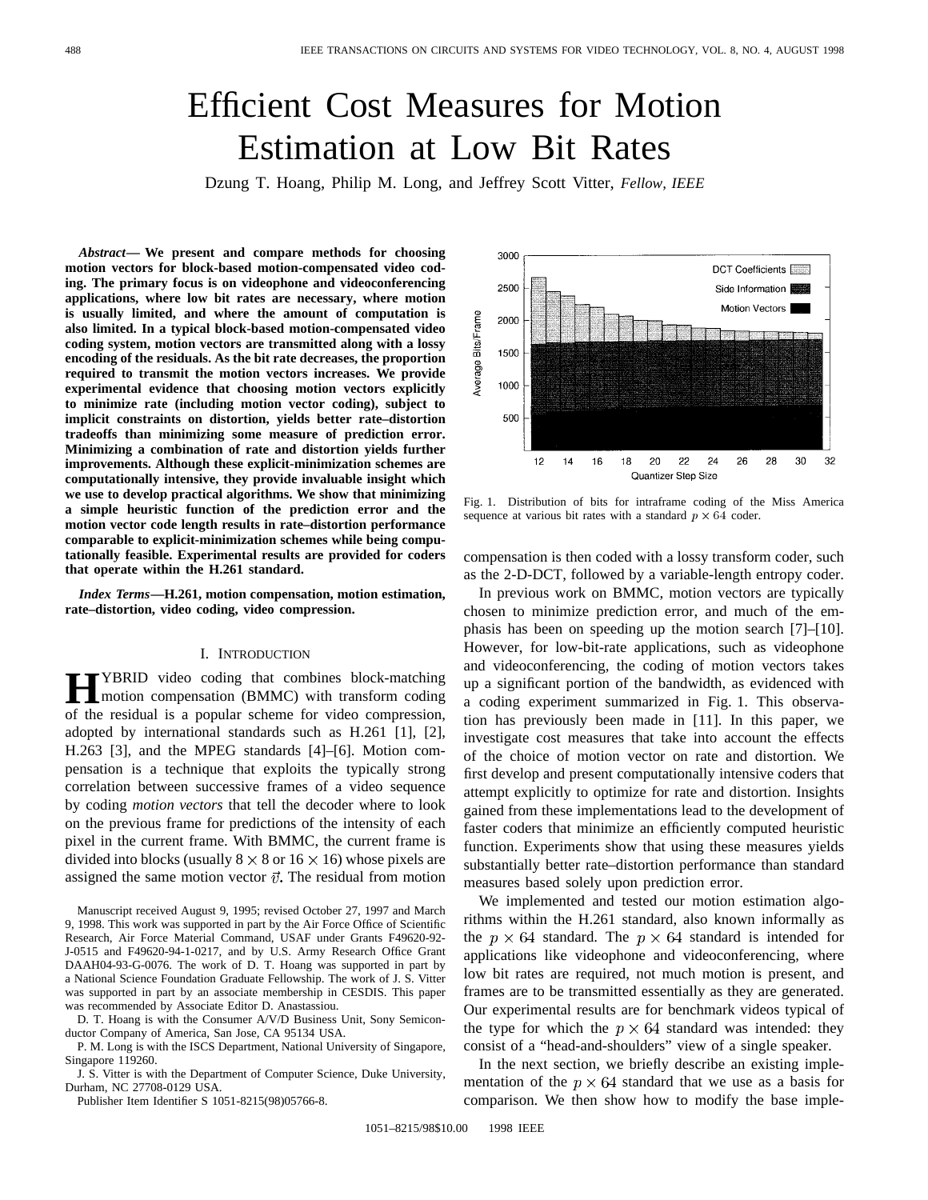# Efficient Cost Measures for Motion Estimation at Low Bit Rates

Dzung T. Hoang, Philip M. Long, and Jeffrey Scott Vitter, *Fellow, IEEE*

***Abstract*— We present and compare methods for choosing motion vectors for block-based motion-compensated video coding. The primary focus is on videophone and videoconferencing applications, where low bit rates are necessary, where motion is usually limited, and where the amount of computation is also limited. In a typical block-based motion-compensated video coding system, motion vectors are transmitted along with a lossy encoding of the residuals. As the bit rate decreases, the proportion required to transmit the motion vectors increases. We provide experimental evidence that choosing motion vectors explicitly to minimize rate (including motion vector coding), subject to implicit constraints on distortion, yields better rate–distortion tradeoffs than minimizing some measure of prediction error. Minimizing a combination of rate and distortion yields further improvements. Although these explicit-minimization schemes are computationally intensive, they provide invaluable insight which we use to develop practical algorithms. We show that minimizing a simple heuristic function of the prediction error and the motion vector code length results in rate–distortion performance comparable to explicit-minimization schemes while being computationally feasible. Experimental results are provided for coders that operate within the H.261 standard.**

***Index Terms*—H.261, motion compensation, motion estimation, rate–distortion, video coding, video compression.**

## I. Introduction

Hybrid video coding that combines block-matching motion compensation (BMMC) with transform coding of the residual is a popular scheme for video compression, adopted by international standards such as H.261 [1], [2], H.263 [3], and the MPEG standards [4]–[6]. Motion compensation is a technique that exploits the typically strong correlation between successive frames of a video sequence by coding *motion vectors* that tell the decoder where to look on the previous frame for predictions of the intensity of each pixel in the current frame. With BMMC, the current frame is divided into blocks (usually $8 \times 8$ or $16 \times 16$) whose pixels are assigned the same motion vector $\vec{v}$. The residual from motion compensation is then coded with a lossy transform coder, such as the 2-D-DCT, followed by a variable-length entropy coder.

Fig. 1. Distribution of bits for intraframe coding of the Miss America sequence at various bit rates with a standard $p \times 64$ coder.

In previous work on BMMC, motion vectors are typically chosen to minimize prediction error, and much of the emphasis has been on speeding up the motion search [7]–[10]. However, for low-bit-rate applications, such as videophone and videoconferencing, the coding of motion vectors takes up a significant portion of the bandwidth, as evidenced with a coding experiment summarized in Fig. 1. This observation has previously been made in [11]. In this paper, we investigate cost measures that take into account the effects of the choice of motion vector on rate and distortion. We first develop and present computationally intensive coders that attempt explicitly to optimize for rate and distortion. Insights gained from these implementations lead to the development of faster coders that minimize an efficiently computed heuristic function. Experiments show that using these measures yields substantially better rate–distortion performance than standard measures based solely upon prediction error.

We implemented and tested our motion estimation algorithms within the H.261 standard, also known informally as the $p \times 64$ standard. The $p \times 64$ standard is intended for applications like videophone and videoconferencing, where low bit rates are required, not much motion is present, and frames are to be transmitted essentially as they are generated. Our experimental results are for benchmark videos typical of the type for which the $p \times 64$ standard was intended: they consist of a "head-and-shoulders" view of a single speaker.

In the next section, we briefly describe an existing implementation of the $p \times 64$ standard that we use as a basis for comparison. We then show how to modify the base imple-

Manuscript received August 9, 1995; revised October 27, 1997 and March 9, 1998. This work was supported in part by the Air Force Office of Scientific Research, Air Force Material Command, USAF under Grants F49620-92-J-0515 and F49620-94-1-0217, and by U.S. Army Research Office Grant DAAH04-93-G-0076. The work of D. T. Hoang was supported in part by a National Science Foundation Graduate Fellowship. The work of J. S. Vitter was supported in part by an associate membership in CESDIS. This paper was recommended by Associate Editor D. Anastassiou.

D. T. Hoang is with the Consumer A/V/D Business Unit, Sony Semiconductor Company of America, San Jose, CA 95134 USA.

P. M. Long is with the ISCS Department, National University of Singapore, Singapore 119260.

J. S. Vitter is with the Department of Computer Science, Duke University, Durham, NC 27708-0129 USA.

Publisher Item Identifier S 1051-8215(98)05766-8.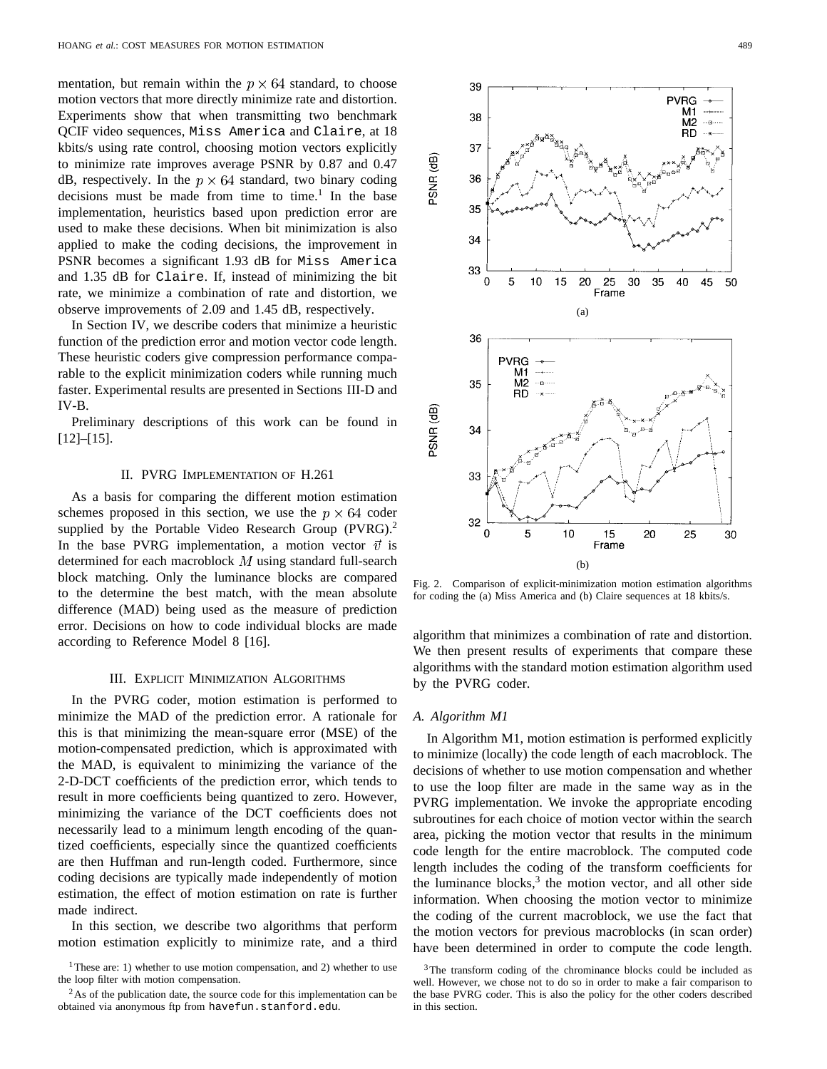mentation, but remain within the $p \times 64$ standard, to choose motion vectors that more directly minimize rate and distortion. Experiments show that when transmitting two benchmark QCIF video sequences, `Miss America` and `Claire`, at 18 kbits/s using rate control, choosing motion vectors explicitly to minimize rate improves average PSNR by 0.87 and 0.47 dB, respectively. In the $p \times 64$ standard, two binary coding decisions must be made from time to time.[1] In the base implementation, heuristics based upon prediction error are used to make these decisions. When bit minimization is also applied to make the coding decisions, the improvement in PSNR becomes a significant 1.93 dB for `Miss America` and 1.35 dB for `Claire`. If, instead of minimizing the bit rate, we minimize a combination of rate and distortion, we observe improvements of 2.09 and 1.45 dB, respectively.

In Section IV, we describe coders that minimize a heuristic function of the prediction error and motion vector code length. These heuristic coders give compression performance comparable to the explicit minimization coders while running much faster. Experimental results are presented in Sections III-D and IV-B.

Preliminary descriptions of this work can be found in [12]–[15].

## II. PVRG Implementation of H.261

As a basis for comparing the different motion estimation schemes proposed in this section, we use the $p \times 64$ coder supplied by the Portable Video Research Group (PVRG).[2] In the base PVRG implementation, a motion vector $\vec{v}$ is determined for each macroblock $M$ using standard full-search block matching. Only the luminance blocks are compared to the determine the best match, with the mean absolute difference (MAD) being used as the measure of prediction error. Decisions on how to code individual blocks are made according to Reference Model 8 [16].

## III. Explicit Minimization Algorithms

In the PVRG coder, motion estimation is performed to minimize the MAD of the prediction error. A rationale for this is that minimizing the mean-square error (MSE) of the motion-compensated prediction, which is approximated with the MAD, is equivalent to minimizing the variance of the 2-D-DCT coefficients of the prediction error, which tends to result in more coefficients being quantized to zero. However, minimizing the variance of the DCT coefficients does not necessarily lead to a minimum length encoding of the quantized coefficients, especially since the quantized coefficients are then Huffman and run-length coded. Furthermore, since coding decisions are typically made independently of motion estimation, the effect of motion estimation on rate is further made indirect.

In this section, we describe two algorithms that perform motion estimation explicitly to minimize rate, and a third algorithm that minimizes a combination of rate and distortion. We then present results of experiments that compare these algorithms with the standard motion estimation algorithm used by the PVRG coder.

PVRG
M1
M2
RD
PSNR (dB)
Frame

(a)

PVRG
M1
M2
RD
PSNR (dB)
Frame

(b)

Fig. 2. Comparison of explicit-minimization motion estimation algorithms for coding the (a) Miss America and (b) Claire sequences at 18 kbits/s.

### A. Algorithm M1

In Algorithm M1, motion estimation is performed explicitly to minimize (locally) the code length of each macroblock. The decisions of whether to use motion compensation and whether to use the loop filter are made in the same way as in the PVRG implementation. We invoke the appropriate encoding subroutines for each choice of motion vector within the search area, picking the motion vector that results in the minimum code length for the entire macroblock. The computed code length includes the coding of the transform coefficients for the luminance blocks,[3] the motion vector, and all other side information. When choosing the motion vector to minimize the coding of the current macroblock, we use the fact that the motion vectors for previous macroblocks (in scan order) have been determined in order to compute the code length.

[1] These are: 1) whether to use motion compensation, and 2) whether to use the loop filter with motion compensation.

[2] As of the publication date, the source code for this implementation can be obtained via anonymous ftp from `havefun.stanford.edu`.

[3] The transform coding of the chrominance blocks could be included as well. However, we chose not to do so in order to make a fair comparison to the base PVRG coder. This is also the policy for the other coders described in this section.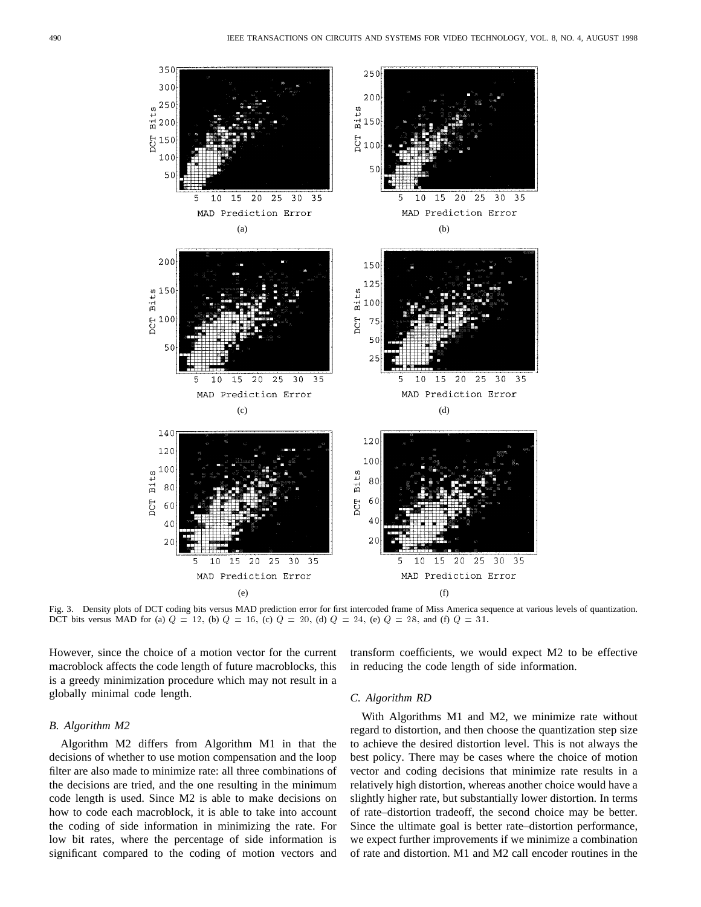Fig. 3. Density plots of DCT coding bits versus MAD prediction error for first intercoded frame of Miss America sequence at various levels of quantization. DCT bits versus MAD for (a) $Q = 12$, (b) $Q = 16$, (c) $Q = 20$, (d) $Q = 24$, (e) $Q = 28$, and (f) $Q = 31$.

However, since the choice of a motion vector for the current macroblock affects the code length of future macroblocks, this is a greedy minimization procedure which may not result in a globally minimal code length.

### B. Algorithm M2

Algorithm M2 differs from Algorithm M1 in that the decisions of whether to use motion compensation and the loop filter are also made to minimize rate: all three combinations of the decisions are tried, and the one resulting in the minimum code length is used. Since M2 is able to make decisions on how to code each macroblock, it is able to take into account the coding of side information in minimizing the rate. For low bit rates, where the percentage of side information is significant compared to the coding of motion vectors and transform coefficients, we would expect M2 to be effective in reducing the code length of side information.

### C. Algorithm RD

With Algorithms M1 and M2, we minimize rate without regard to distortion, and then choose the quantization step size to achieve the desired distortion level. This is not always the best policy. There may be cases where the choice of motion vector and coding decisions that minimize rate results in a relatively high distortion, whereas another choice would have a slightly higher rate, but substantially lower distortion. In terms of rate–distortion tradeoff, the second choice may be better. Since the ultimate goal is better rate–distortion performance, we expect further improvements if we minimize a combination of rate and distortion. M1 and M2 call encoder routines in the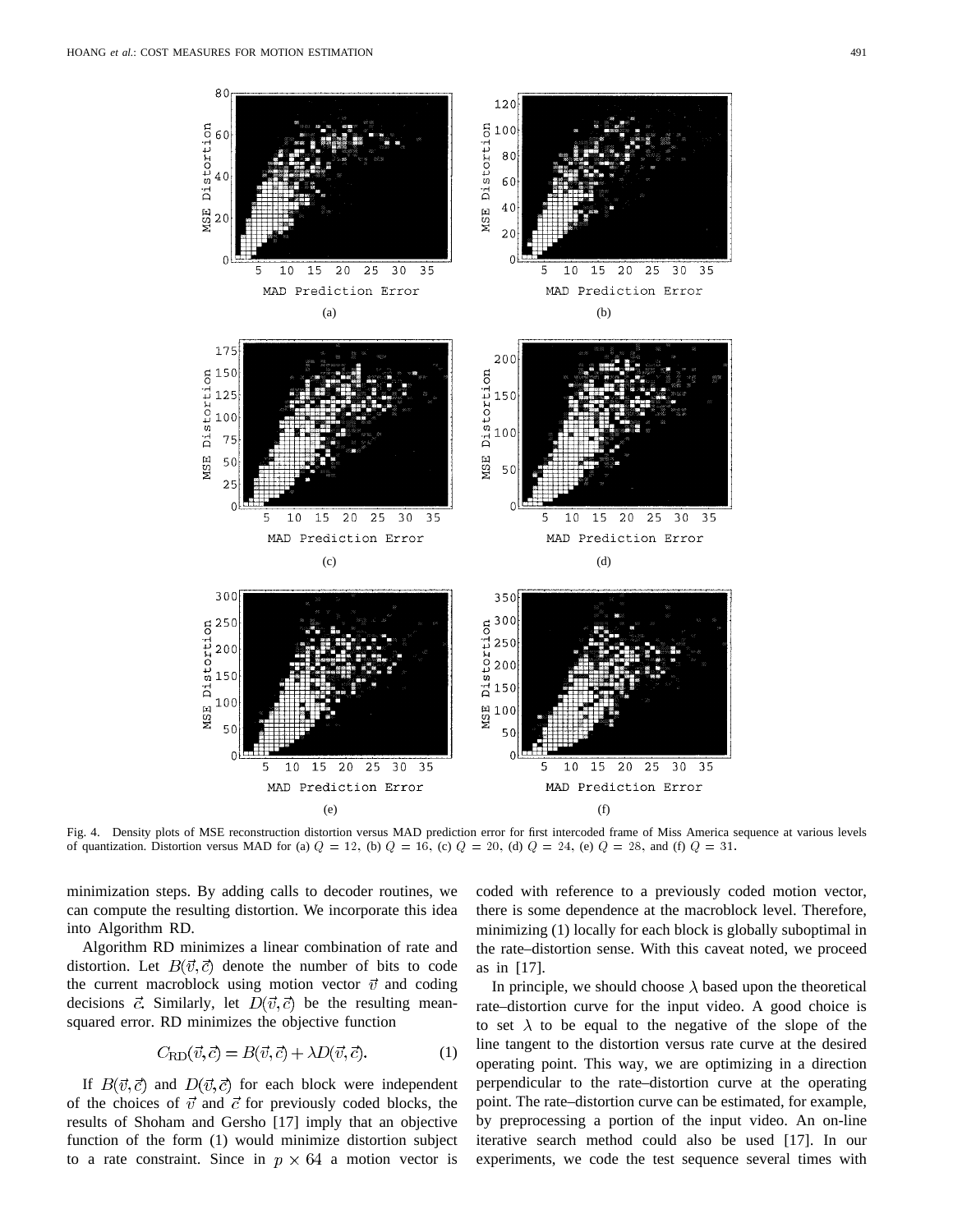Fig. 4. Density plots of MSE reconstruction distortion versus MAD prediction error for first intercoded frame of Miss America sequence at various levels of quantization. Distortion versus MAD for (a) $Q = 12$, (b) $Q = 16$, (c) $Q = 20$, (d) $Q = 24$, (e) $Q = 28$, and (f) $Q = 31$.

minimization steps. By adding calls to decoder routines, we can compute the resulting distortion. We incorporate this idea into Algorithm RD.

Algorithm RD minimizes a linear combination of rate and distortion. Let $B(\vec{v}, \vec{c})$ denote the number of bits to code the current macroblock using motion vector $\vec{v}$ and coding decisions $\vec{c}$. Similarly, let $D(\vec{v}, \vec{c})$ be the resulting mean-squared error. RD minimizes the objective function

$$C_{\mathrm{RD}}(\vec{v}, \vec{c}) = B(\vec{v}, \vec{c}) + \lambda D(\vec{v}, \vec{c}). \tag{1}$$

If $B(\vec{v}, \vec{c})$ and $D(\vec{v}, \vec{c})$ for each block were independent of the choices of $\vec{v}$ and $\vec{c}$ for previously coded blocks, the results of Shoham and Gersho [17] imply that an objective function of the form (1) would minimize distortion subject to a rate constraint. Since in $p \times 64$ a motion vector is coded with reference to a previously coded motion vector, there is some dependence at the macroblock level. Therefore, minimizing (1) locally for each block is globally suboptimal in the rate–distortion sense. With this caveat noted, we proceed as in [17].

In principle, we should choose $\lambda$ based upon the theoretical rate–distortion curve for the input video. A good choice is to set $\lambda$ to be equal to the negative of the slope of the line tangent to the distortion versus rate curve at the desired operating point. This way, we are optimizing in a direction perpendicular to the rate–distortion curve at the operating point. The rate–distortion curve can be estimated, for example, by preprocessing a portion of the input video. An on-line iterative search method could also be used [17]. In our experiments, we code the test sequence several times with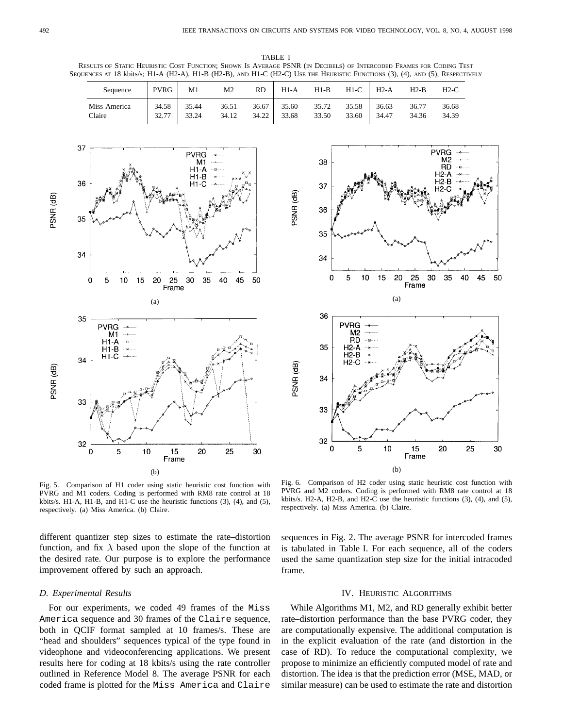TABLE I

RESULTS OF STATIC HEURISTIC COST FUNCTION; SHOWN IS AVERAGE PSNR (IN DECIBELS) OF INTERCODED FRAMES FOR CODING TEST SEQUENCES AT 18 kbits/s; H1-A (H2-A), H1-B (H2-B), AND H1-C (H2-C) USE THE HEURISTIC FUNCTIONS (3), (4), AND (5), RESPECTIVELY

| Sequence | PVRG | M1 | M2 | RD | H1-A | H1-B | H1-C | H2-A | H2-B | H2-C |
|---|---|---|---|---|---|---|---|---|---|---|
| Miss America | 34.58 | 35.44 | 36.51 | 36.67 | 35.60 | 35.72 | 35.58 | 36.63 | 36.77 | 36.68 |
| Claire | 32.77 | 33.24 | 34.12 | 34.22 | 33.68 | 33.50 | 33.60 | 34.47 | 34.36 | 34.39 |

Fig. 5. Comparison of H1 coder using static heuristic cost function with PVRG and M1 coders. Coding is performed with RM8 rate control at 18 kbits/s. H1-A, H1-B, and H1-C use the heuristic functions (3), (4), and (5), respectively. (a) Miss America. (b) Claire.

Fig. 6. Comparison of H2 coder using static heuristic cost function with PVRG and M2 coders. Coding is performed with RM8 rate control at 18 kbits/s. H2-A, H2-B, and H2-C use the heuristic functions (3), (4), and (5), respectively. (a) Miss America. (b) Claire.

different quantizer step sizes to estimate the rate–distortion function, and fix $\lambda$ based upon the slope of the function at the desired rate. Our purpose is to explore the performance improvement offered by such an approach.

### D. Experimental Results

For our experiments, we coded 49 frames of the Miss America sequence and 30 frames of the Claire sequence, both in QCIF format sampled at 10 frames/s. These are "head and shoulders" sequences typical of the type found in videophone and videoconferencing applications. We present results here for coding at 18 kbits/s using the rate controller outlined in Reference Model 8. The average PSNR for each coded frame is plotted for the Miss America and Claire sequences in Fig. 2. The average PSNR for intercoded frames is tabulated in Table I. For each sequence, all of the coders used the same quantization step size for the initial intracoded frame.

## IV. HEURISTIC ALGORITHMS

While Algorithms M1, M2, and RD generally exhibit better rate–distortion performance than the base PVRG coder, they are computationally expensive. The additional computation is in the explicit evaluation of the rate (and distortion in the case of RD). To reduce the computational complexity, we propose to minimize an efficiently computed model of rate and distortion. The idea is that the prediction error (MSE, MAD, or similar measure) can be used to estimate the rate and distortion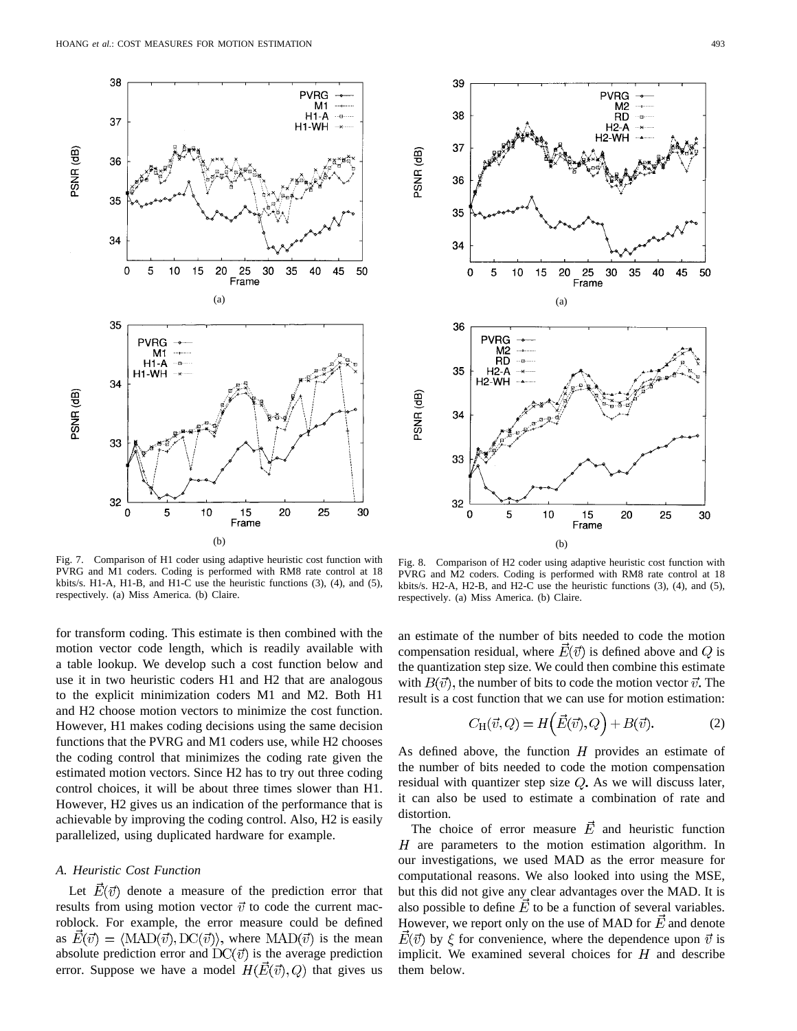Fig. 7. Comparison of H1 coder using adaptive heuristic cost function with PVRG and M1 coders. Coding is performed with RM8 rate control at 18 kbits/s. H1-A, H1-B, and H1-C use the heuristic functions (3), (4), and (5), respectively. (a) Miss America. (b) Claire.

Fig. 8. Comparison of H2 coder using adaptive heuristic cost function with PVRG and M2 coders. Coding is performed with RM8 rate control at 18 kbits/s. H2-A, H2-B, and H2-C use the heuristic functions (3), (4), and (5), respectively. (a) Miss America. (b) Claire.

for transform coding. This estimate is then combined with the motion vector code length, which is readily available with a table lookup. We develop such a cost function below and use it in two heuristic coders H1 and H2 that are analogous to the explicit minimization coders M1 and M2. Both H1 and H2 choose motion vectors to minimize the cost function. However, H1 makes coding decisions using the same decision functions that the PVRG and M1 coders use, while H2 chooses the coding control that minimizes the coding rate given the estimated motion vectors. Since H2 has to try out three coding control choices, it will be about three times slower than H1. However, H2 gives us an indication of the performance that is achievable by improving the coding control. Also, H2 is easily parallelized, using duplicated hardware for example.

### *A. Heuristic Cost Function*

Let $\vec{E}(\vec{v})$ denote a measure of the prediction error that results from using motion vector $\vec{v}$ to code the current macroblock. For example, the error measure could be defined as $\vec{E}(\vec{v}) = \langle \mathrm{MAD}(\vec{v}), \mathrm{DC}(\vec{v}) \rangle$, where $\mathrm{MAD}(\vec{v})$ is the mean absolute prediction error and $\mathrm{DC}(\vec{v})$ is the average prediction error. Suppose we have a model $H(\vec{E}(\vec{v}), Q)$ that gives us an estimate of the number of bits needed to code the motion compensation residual, where $\vec{E}(\vec{v})$ is defined above and $Q$ is the quantization step size. We could then combine this estimate with $B(\vec{v})$, the number of bits to code the motion vector $\vec{v}$. The result is a cost function that we can use for motion estimation:

$$C_{\mathrm{H}}(\vec{v}, Q) = H\Big(\vec{E}(\vec{v}), Q\Big) + B(\vec{v}). \tag{2}$$

As defined above, the function $H$ provides an estimate of the number of bits needed to code the motion compensation residual with quantizer step size $Q$. As we will discuss later, it can also be used to estimate a combination of rate and distortion.

The choice of error measure $\vec{E}$ and heuristic function $H$ are parameters to the motion estimation algorithm. In our investigations, we used MAD as the error measure for computational reasons. We also looked into using the MSE, but this did not give any clear advantages over the MAD. It is also possible to define $\vec{E}$ to be a function of several variables. However, we report only on the use of MAD for $\vec{E}$ and denote $\vec{E}(\vec{v})$ by $\xi$ for convenience, where the dependence upon $\vec{v}$ is implicit. We examined several choices for $H$ and describe them below.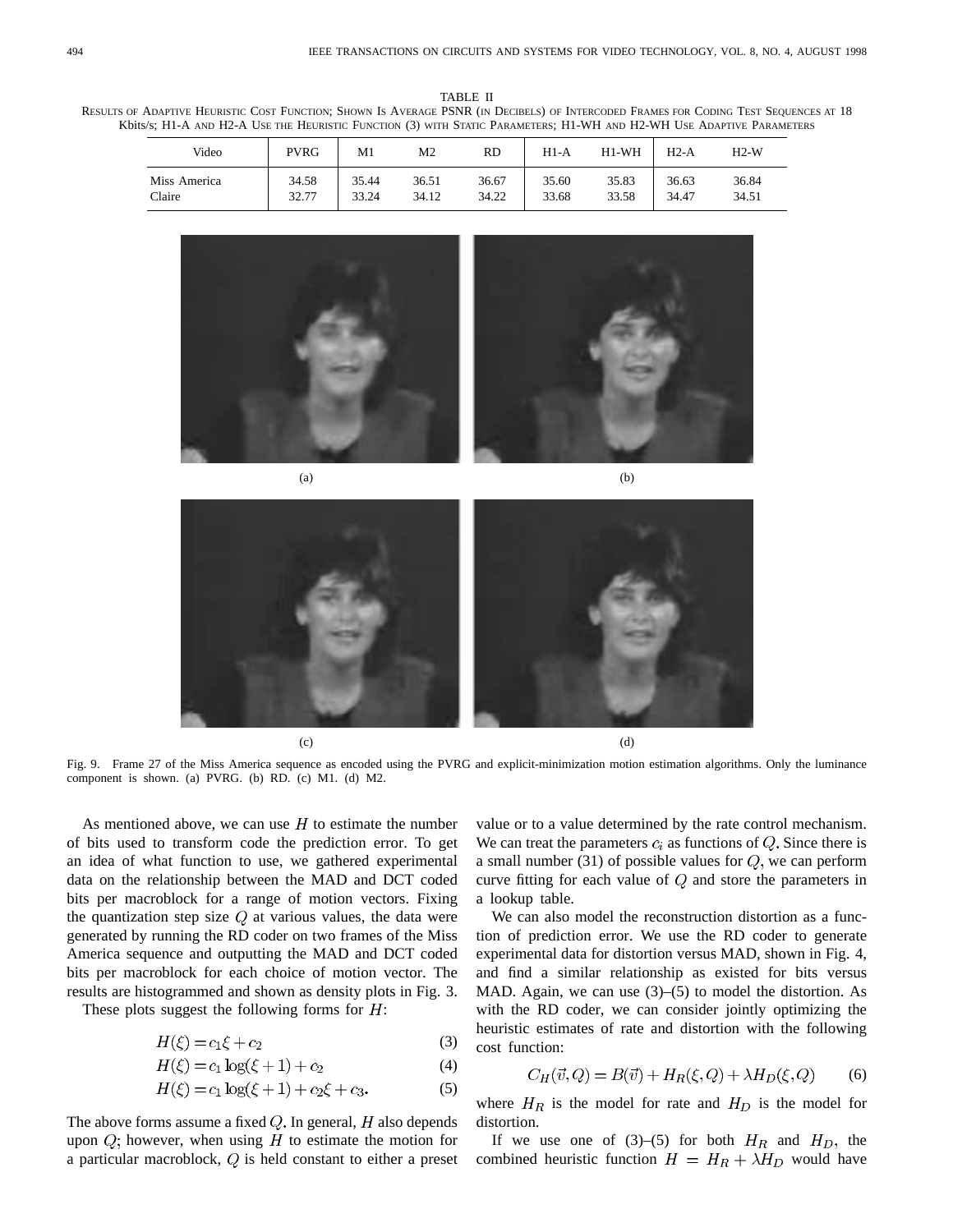TABLE II
RESULTS OF ADAPTIVE HEURISTIC COST FUNCTION; SHOWN IS AVERAGE PSNR (IN DECIBELS) OF INTERCODED FRAMES FOR CODING TEST SEQUENCES AT 18 Kbits/s; H1-A AND H2-A USE THE HEURISTIC FUNCTION (3) WITH STATIC PARAMETERS; H1-WH AND H2-WH USE ADAPTIVE PARAMETERS

| Video | PVRG | M1 | M2 | RD | H1-A | H1-WH | H2-A | H2-W |
|---|---|---|---|---|---|---|---|---|
| Miss America | 34.58 | 35.44 | 36.51 | 36.67 | 35.60 | 35.83 | 36.63 | 36.84 |
| Claire | 32.77 | 33.24 | 34.12 | 34.22 | 33.68 | 33.58 | 34.47 | 34.51 |

Fig. 9. Frame 27 of the Miss America sequence as encoded using the PVRG and explicit-minimization motion estimation algorithms. Only the luminance component is shown. (a) PVRG. (b) RD. (c) M1. (d) M2.

As mentioned above, we can use $H$ to estimate the number of bits used to transform code the prediction error. To get an idea of what function to use, we gathered experimental data on the relationship between the MAD and DCT coded bits per macroblock for a range of motion vectors. Fixing the quantization step size $Q$ at various values, the data were generated by running the RD coder on two frames of the Miss America sequence and outputting the MAD and DCT coded bits per macroblock for each choice of motion vector. The results are histogrammed and shown as density plots in Fig. 3.

These plots suggest the following forms for $H$:

$$H(\xi) = c_1 \xi + c_2 \tag{3}$$

$$H(\xi) = c_1 \log(\xi + 1) + c_2 \tag{4}$$

$$H(\xi) = c_1 \log(\xi + 1) + c_2 \xi + c_3. \tag{5}$$

The above forms assume a fixed $Q$. In general, $H$ also depends upon $Q$; however, when using $H$ to estimate the motion for a particular macroblock, $Q$ is held constant to either a preset value or to a value determined by the rate control mechanism. We can treat the parameters $c_i$ as functions of $Q$. Since there is a small number (31) of possible values for $Q$, we can perform curve fitting for each value of $Q$ and store the parameters in a lookup table.

We can also model the reconstruction distortion as a function of prediction error. We use the RD coder to generate experimental data for distortion versus MAD, shown in Fig. 4, and find a similar relationship as existed for bits versus MAD. Again, we can use (3)–(5) to model the distortion. As with the RD coder, we can consider jointly optimizing the heuristic estimates of rate and distortion with the following cost function:

$$C_H(\vec{v}, Q) = B(\vec{v}) + H_R(\xi, Q) + \lambda H_D(\xi, Q) \tag{6}$$

where $H_R$ is the model for rate and $H_D$ is the model for distortion.

If we use one of (3)–(5) for both $H_R$ and $H_D$, the combined heuristic function $H = H_R + \lambda H_D$ would have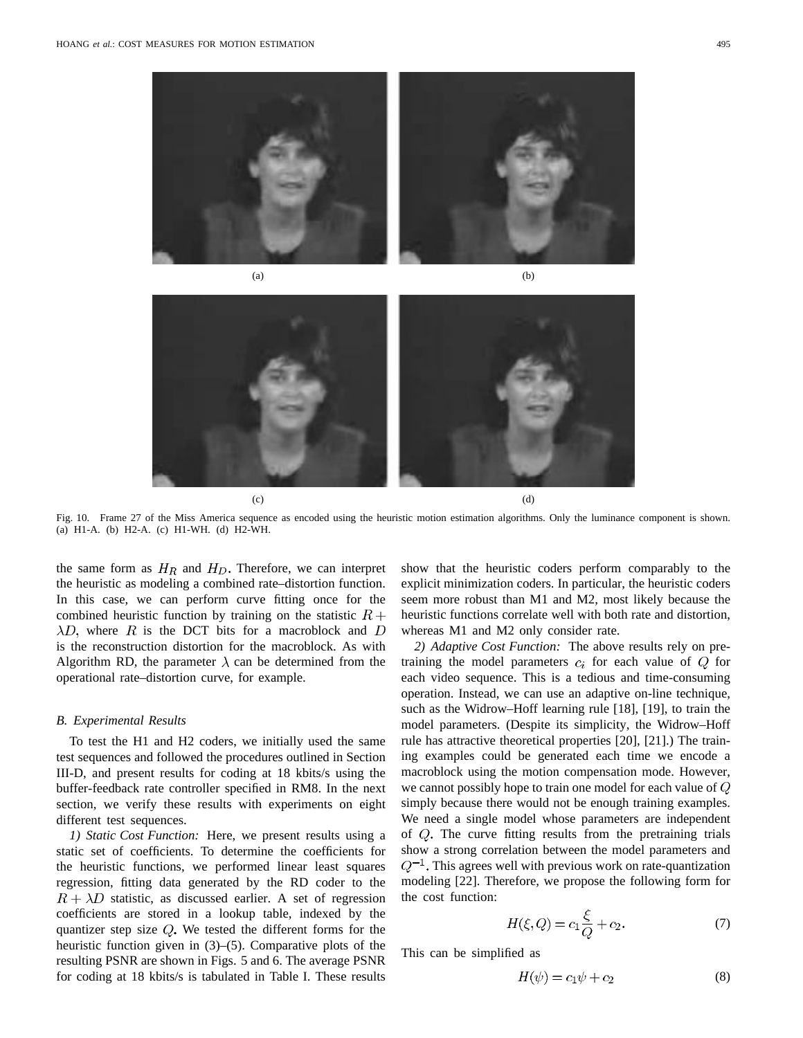Fig. 10. Frame 27 of the Miss America sequence as encoded using the heuristic motion estimation algorithms. Only the luminance component is shown. (a) H1-A. (b) H2-A. (c) H1-WH. (d) H2-WH.

the same form as $H_R$ and $H_D$. Therefore, we can interpret the heuristic as modeling a combined rate–distortion function. In this case, we can perform curve fitting once for the combined heuristic function by training on the statistic $R + \lambda D$, where $R$ is the DCT bits for a macroblock and $D$ is the reconstruction distortion for the macroblock. As with Algorithm RD, the parameter $\lambda$ can be determined from the operational rate–distortion curve, for example.

### B. Experimental Results

To test the H1 and H2 coders, we initially used the same test sequences and followed the procedures outlined in Section III-D, and present results for coding at 18 kbits/s using the buffer-feedback rate controller specified in RM8. In the next section, we verify these results with experiments on eight different test sequences.

*1) Static Cost Function:* Here, we present results using a static set of coefficients. To determine the coefficients for the heuristic functions, we performed linear least squares regression, fitting data generated by the RD coder to the $R + \lambda D$ statistic, as discussed earlier. A set of regression coefficients are stored in a lookup table, indexed by the quantizer step size $Q$. We tested the different forms for the heuristic function given in (3)–(5). Comparative plots of the resulting PSNR are shown in Figs. 5 and 6. The average PSNR for coding at 18 kbits/s is tabulated in Table I. These results show that the heuristic coders perform comparably to the explicit minimization coders. In particular, the heuristic coders seem more robust than M1 and M2, most likely because the heuristic functions correlate well with both rate and distortion, whereas M1 and M2 only consider rate.

*2) Adaptive Cost Function:* The above results rely on pretraining the model parameters $c_i$ for each value of $Q$ for each video sequence. This is a tedious and time-consuming operation. Instead, we can use an adaptive on-line technique, such as the Widrow–Hoff learning rule [18], [19], to train the model parameters. (Despite its simplicity, the Widrow–Hoff rule has attractive theoretical properties [20], [21].) The training examples could be generated each time we encode a macroblock using the motion compensation mode. However, we cannot possibly hope to train one model for each value of $Q$ simply because there would not be enough training examples. We need a single model whose parameters are independent of $Q$. The curve fitting results from the pretraining trials show a strong correlation between the model parameters and $Q^{-1}$. This agrees well with previous work on rate-quantization modeling [22]. Therefore, we propose the following form for the cost function:

$$H(\xi, Q) = c_1 \frac{\xi}{Q} + c_2. \tag{7}$$

This can be simplified as

$$H(\psi) = c_1 \psi + c_2 \tag{8}$$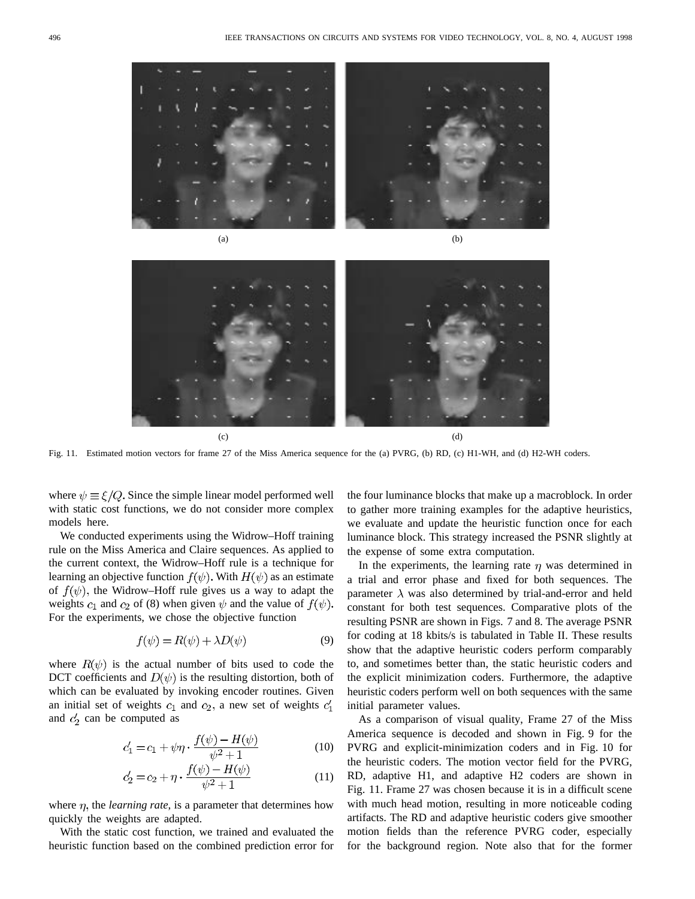(a)

(b)

(c)

(d)

Fig. 11. Estimated motion vectors for frame 27 of the Miss America sequence for the (a) PVRG, (b) RD, (c) H1-WH, and (d) H2-WH coders.

where $\psi \equiv \xi/Q$. Since the simple linear model performed well with static cost functions, we do not consider more complex models here.

We conducted experiments using the Widrow–Hoff training rule on the Miss America and Claire sequences. As applied to the current context, the Widrow–Hoff rule is a technique for learning an objective function $f(\psi)$. With $H(\psi)$ as an estimate of $f(\psi)$, the Widrow–Hoff rule gives us a way to adapt the weights $c_1$ and $c_2$ of (8) when given $\psi$ and the value of $f(\psi)$. For the experiments, we chose the objective function

$$f(\psi) = R(\psi) + \lambda D(\psi) \tag{9}$$

where $R(\psi)$ is the actual number of bits used to code the DCT coefficients and $D(\psi)$ is the resulting distortion, both of which can be evaluated by invoking encoder routines. Given an initial set of weights $c_1$ and $c_2$, a new set of weights $c_1'$ and $c_2'$ can be computed as

$$c_1' = c_1 + \psi\eta \cdot \frac{f(\psi) - H(\psi)}{\psi^2 + 1} \tag{10}$$

$$c_2' = c_2 + \eta \cdot \frac{f(\psi) - H(\psi)}{\psi^2 + 1} \tag{11}$$

where $\eta$, the *learning rate*, is a parameter that determines how quickly the weights are adapted.

With the static cost function, we trained and evaluated the heuristic function based on the combined prediction error for the four luminance blocks that make up a macroblock. In order to gather more training examples for the adaptive heuristics, we evaluate and update the heuristic function once for each luminance block. This strategy increased the PSNR slightly at the expense of some extra computation.

In the experiments, the learning rate $\eta$ was determined in a trial and error phase and fixed for both sequences. The parameter $\lambda$ was also determined by trial-and-error and held constant for both test sequences. Comparative plots of the resulting PSNR are shown in Figs. 7 and 8. The average PSNR for coding at 18 kbits/s is tabulated in Table II. These results show that the adaptive heuristic coders perform comparably to, and sometimes better than, the static heuristic coders and the explicit minimization coders. Furthermore, the adaptive heuristic coders perform well on both sequences with the same initial parameter values.

As a comparison of visual quality, Frame 27 of the Miss America sequence is decoded and shown in Fig. 9 for the PVRG and explicit-minimization coders and in Fig. 10 for the heuristic coders. The motion vector field for the PVRG, RD, adaptive H1, and adaptive H2 coders are shown in Fig. 11. Frame 27 was chosen because it is in a difficult scene with much head motion, resulting in more noticeable coding artifacts. The RD and adaptive heuristic coders give smoother motion fields than the reference PVRG coder, especially for the background region. Note also that for the former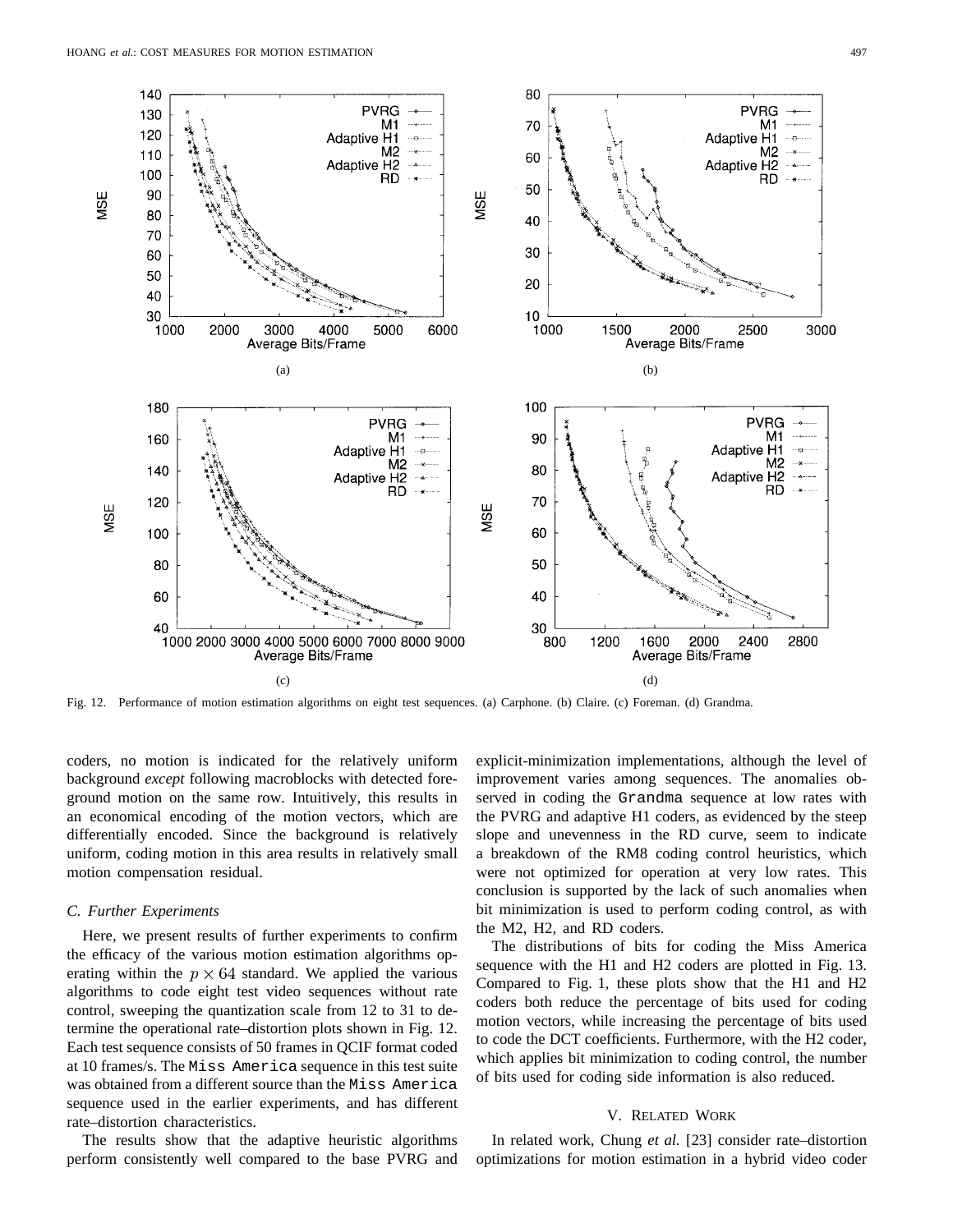Fig. 12. Performance of motion estimation algorithms on eight test sequences. (a) Carphone. (b) Claire. (c) Foreman. (d) Grandma.

coders, no motion is indicated for the relatively uniform background *except* following macroblocks with detected foreground motion on the same row. Intuitively, this results in an economical encoding of the motion vectors, which are differentially encoded. Since the background is relatively uniform, coding motion in this area results in relatively small motion compensation residual.

### C. Further Experiments

Here, we present results of further experiments to confirm the efficacy of the various motion estimation algorithms operating within the $p \times 64$ standard. We applied the various algorithms to code eight test video sequences without rate control, sweeping the quantization scale from 12 to 31 to determine the operational rate–distortion plots shown in Fig. 12. Each test sequence consists of 50 frames in QCIF format coded at 10 frames/s. The Miss America sequence in this test suite was obtained from a different source than the Miss America sequence used in the earlier experiments, and has different rate–distortion characteristics.

The results show that the adaptive heuristic algorithms perform consistently well compared to the base PVRG and explicit-minimization implementations, although the level of improvement varies among sequences. The anomalies observed in coding the Grandma sequence at low rates with the PVRG and adaptive H1 coders, as evidenced by the steep slope and unevenness in the RD curve, seem to indicate a breakdown of the RM8 coding control heuristics, which were not optimized for operation at very low rates. This conclusion is supported by the lack of such anomalies when bit minimization is used to perform coding control, as with the M2, H2, and RD coders.

The distributions of bits for coding the Miss America sequence with the H1 and H2 coders are plotted in Fig. 13. Compared to Fig. 1, these plots show that the H1 and H2 coders both reduce the percentage of bits used for coding motion vectors, while increasing the percentage of bits used to code the DCT coefficients. Furthermore, with the H2 coder, which applies bit minimization to coding control, the number of bits used for coding side information is also reduced.

## V. Related Work

In related work, Chung *et al.* [23] consider rate–distortion optimizations for motion estimation in a hybrid video coder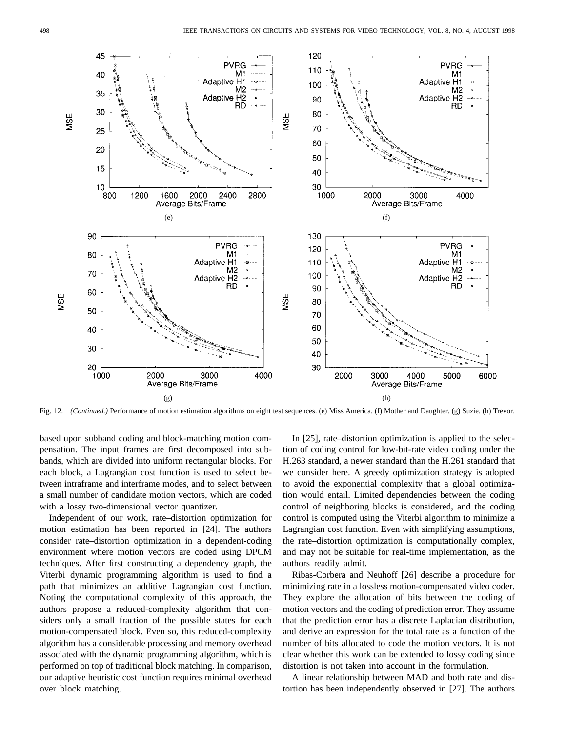Fig. 12. *(Continued.)* Performance of motion estimation algorithms on eight test sequences. (e) Miss America. (f) Mother and Daughter. (g) Suzie. (h) Trevor.

based upon subband coding and block-matching motion compensation. The input frames are first decomposed into subbands, which are divided into uniform rectangular blocks. For each block, a Lagrangian cost function is used to select between intraframe and interframe modes, and to select between a small number of candidate motion vectors, which are coded with a lossy two-dimensional vector quantizer.

Independent of our work, rate–distortion optimization for motion estimation has been reported in [24]. The authors consider rate–distortion optimization in a dependent-coding environment where motion vectors are coded using DPCM techniques. After first constructing a dependency graph, the Viterbi dynamic programming algorithm is used to find a path that minimizes an additive Lagrangian cost function. Noting the computational complexity of this approach, the authors propose a reduced-complexity algorithm that considers only a small fraction of the possible states for each motion-compensated block. Even so, this reduced-complexity algorithm has a considerable processing and memory overhead associated with the dynamic programming algorithm, which is performed on top of traditional block matching. In comparison, our adaptive heuristic cost function requires minimal overhead over block matching.

In [25], rate–distortion optimization is applied to the selection of coding control for low-bit-rate video coding under the H.263 standard, a newer standard than the H.261 standard that we consider here. A greedy optimization strategy is adopted to avoid the exponential complexity that a global optimization would entail. Limited dependencies between the coding control of neighboring blocks is considered, and the coding control is computed using the Viterbi algorithm to minimize a Lagrangian cost function. Even with simplifying assumptions, the rate–distortion optimization is computationally complex, and may not be suitable for real-time implementation, as the authors readily admit.

Ribas-Corbera and Neuhoff [26] describe a procedure for minimizing rate in a lossless motion-compensated video coder. They explore the allocation of bits between the coding of motion vectors and the coding of prediction error. They assume that the prediction error has a discrete Laplacian distribution, and derive an expression for the total rate as a function of the number of bits allocated to code the motion vectors. It is not clear whether this work can be extended to lossy coding since distortion is not taken into account in the formulation.

A linear relationship between MAD and both rate and distortion has been independently observed in [27]. The authors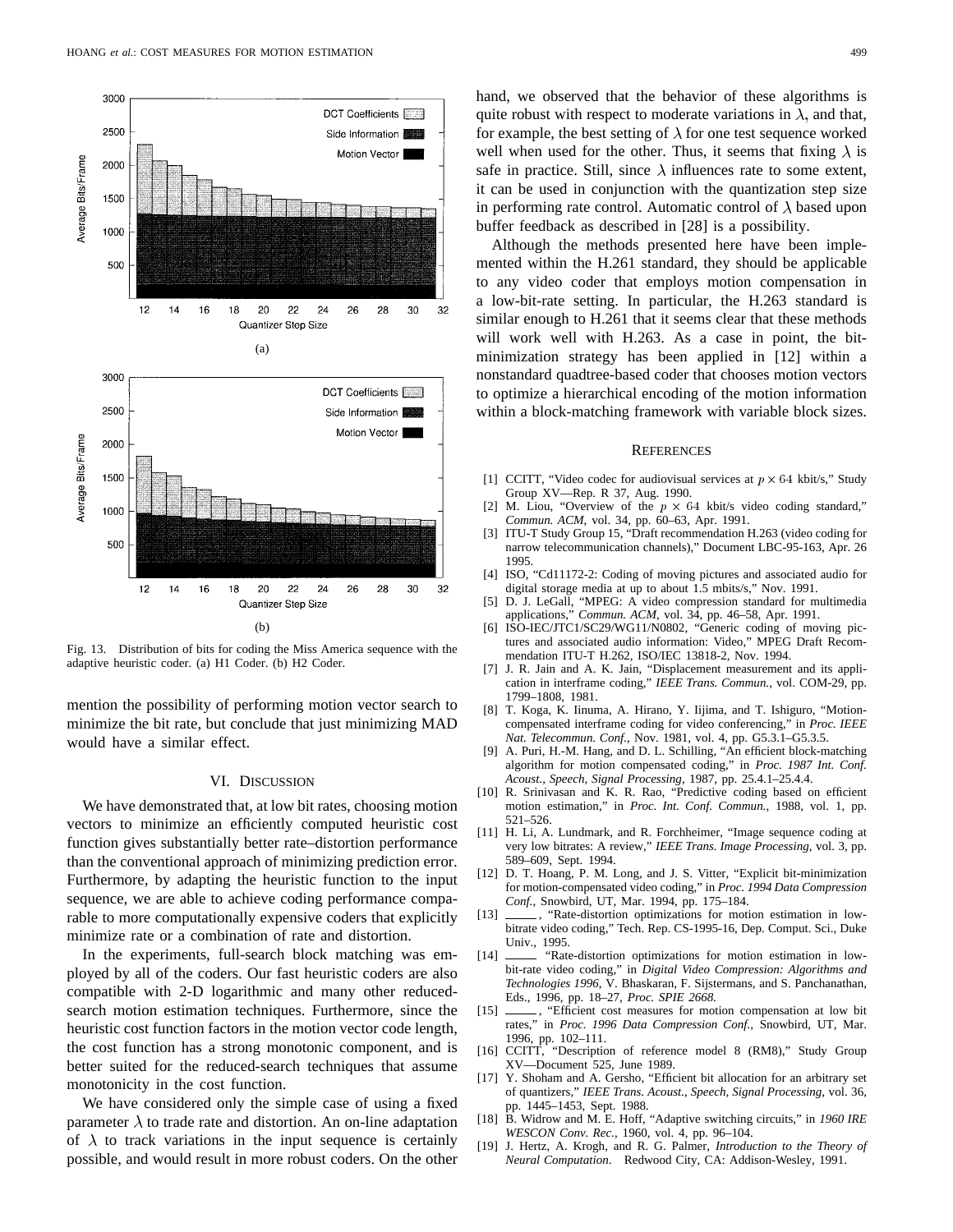Fig. 13. Distribution of bits for coding the Miss America sequence with the adaptive heuristic coder. (a) H1 Coder. (b) H2 Coder.

mention the possibility of performing motion vector search to minimize the bit rate, but conclude that just minimizing MAD would have a similar effect.

## VI. Discussion

We have demonstrated that, at low bit rates, choosing motion vectors to minimize an efficiently computed heuristic cost function gives substantially better rate–distortion performance than the conventional approach of minimizing prediction error. Furthermore, by adapting the heuristic function to the input sequence, we are able to achieve coding performance comparable to more computationally expensive coders that explicitly minimize rate or a combination of rate and distortion.

In the experiments, full-search block matching was employed by all of the coders. Our fast heuristic coders are also compatible with 2-D logarithmic and many other reduced-search motion estimation techniques. Furthermore, since the heuristic cost function factors in the motion vector code length, the cost function has a strong monotonic component, and is better suited for the reduced-search techniques that assume monotonicity in the cost function.

We have considered only the simple case of using a fixed parameter $\lambda$ to trade rate and distortion. An on-line adaptation of $\lambda$ to track variations in the input sequence is certainly possible, and would result in more robust coders. On the other hand, we observed that the behavior of these algorithms is quite robust with respect to moderate variations in $\lambda$, and that, for example, the best setting of $\lambda$ for one test sequence worked well when used for the other. Thus, it seems that fixing $\lambda$ is safe in practice. Still, since $\lambda$ influences rate to some extent, it can be used in conjunction with the quantization step size in performing rate control. Automatic control of $\lambda$ based upon buffer feedback as described in [28] is a possibility.

Although the methods presented here have been implemented within the H.261 standard, they should be applicable to any video coder that employs motion compensation in a low-bit-rate setting. In particular, the H.263 standard is similar enough to H.261 that it seems clear that these methods will work well with H.263. As a case in point, the bit-minimization strategy has been applied in [12] within a nonstandard quadtree-based coder that chooses motion vectors to optimize a hierarchical encoding of the motion information within a block-matching framework with variable block sizes.

## References

[1] CCITT, "Video codec for audiovisual services at $p \times 64$ kbit/s," Study Group XV—Rep. R 37, Aug. 1990.

[2] M. Liou, "Overview of the $p \times 64$ kbit/s video coding standard," *Commun. ACM*, vol. 34, pp. 60–63, Apr. 1991.

[3] ITU-T Study Group 15, "Draft recommendation H.263 (video coding for narrow telecommunication channels)," Document LBC-95-163, Apr. 26 1995.

[4] ISO, "Cd11172-2: Coding of moving pictures and associated audio for digital storage media at up to about 1.5 mbits/s," Nov. 1991.

[5] D. J. LeGall, "MPEG: A video compression standard for multimedia applications," *Commun. ACM*, vol. 34, pp. 46–58, Apr. 1991.

[6] ISO-IEC/JTC1/SC29/WG11/N0802, "Generic coding of moving pictures and associated audio information: Video," MPEG Draft Recommendation ITU-T H.262, ISO/IEC 13818-2, Nov. 1994.

[7] J. R. Jain and A. K. Jain, "Displacement measurement and its application in interframe coding," *IEEE Trans. Commun.*, vol. COM-29, pp. 1799–1808, 1981.

[8] T. Koga, K. Iinuma, A. Hirano, Y. Iijima, and T. Ishiguro, "Motion-compensated interframe coding for video conferencing," in *Proc. IEEE Nat. Telecommun. Conf.*, Nov. 1981, vol. 4, pp. G5.3.1–G5.3.5.

[9] A. Puri, H.-M. Hang, and D. L. Schilling, "An efficient block-matching algorithm for motion compensated coding," in *Proc. 1987 Int. Conf. Acoust., Speech, Signal Processing*, 1987, pp. 25.4.1–25.4.4.

[10] R. Srinivasan and K. R. Rao, "Predictive coding based on efficient motion estimation," in *Proc. Int. Conf. Commun.*, 1988, vol. 1, pp. 521–526.

[11] H. Li, A. Lundmark, and R. Forchheimer, "Image sequence coding at very low bitrates: A review," *IEEE Trans. Image Processing*, vol. 3, pp. 589–609, Sept. 1994.

[12] D. T. Hoang, P. M. Long, and J. S. Vitter, "Explicit bit-minimization for motion-compensated video coding," in *Proc. 1994 Data Compression Conf.*, Snowbird, UT, Mar. 1994, pp. 175–184.

[13] ——, "Rate-distortion optimizations for motion estimation in low-bitrate video coding," Tech. Rep. CS-1995-16, Dep. Comput. Sci., Duke Univ., 1995.

[14] —— "Rate-distortion optimizations for motion estimation in low-bit-rate video coding," in *Digital Video Compression: Algorithms and Technologies 1996*, V. Bhaskaran, F. Sijstermans, and S. Panchanathan, Eds., 1996, pp. 18–27, *Proc. SPIE 2668.*

[15] ——, "Efficient cost measures for motion compensation at low bit rates," in *Proc. 1996 Data Compression Conf.*, Snowbird, UT, Mar. 1996, pp. 102–111.

[16] CCITT, "Description of reference model 8 (RM8)," Study Group XV—Document 525, June 1989.

[17] Y. Shoham and A. Gersho, "Efficient bit allocation for an arbitrary set of quantizers," *IEEE Trans. Acoust., Speech, Signal Processing*, vol. 36, pp. 1445–1453, Sept. 1988.

[18] B. Widrow and M. E. Hoff, "Adaptive switching circuits," in *1960 IRE WESCON Conv. Rec.*, 1960, vol. 4, pp. 96–104.

[19] J. Hertz, A. Krogh, and R. G. Palmer, *Introduction to the Theory of Neural Computation*. Redwood City, CA: Addison-Wesley, 1991.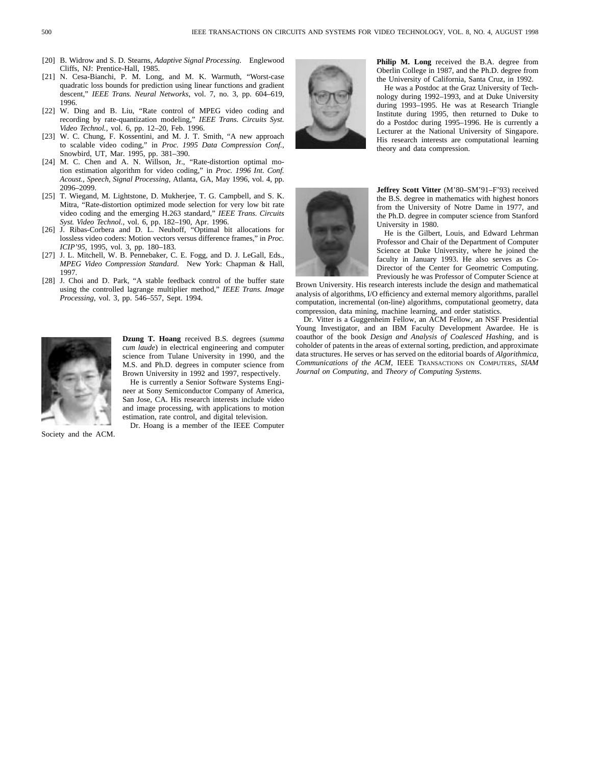[20] B. Widrow and S. D. Stearns, *Adaptive Signal Processing*. Englewood Cliffs, NJ: Prentice-Hall, 1985.

[21] N. Cesa-Bianchi, P. M. Long, and M. K. Warmuth, "Worst-case quadratic loss bounds for prediction using linear functions and gradient descent," *IEEE Trans. Neural Networks*, vol. 7, no. 3, pp. 604–619, 1996.

[22] W. Ding and B. Liu, "Rate control of MPEG video coding and recording by rate-quantization modeling," *IEEE Trans. Circuits Syst. Video Technol.*, vol. 6, pp. 12–20, Feb. 1996.

[23] W. C. Chung, F. Kossentini, and M. J. T. Smith, "A new approach to scalable video coding," in *Proc. 1995 Data Compression Conf.*, Snowbird, UT, Mar. 1995, pp. 381–390.

[24] M. C. Chen and A. N. Willson, Jr., "Rate-distortion optimal motion estimation algorithm for video coding," in *Proc. 1996 Int. Conf. Acoust., Speech, Signal Processing*, Atlanta, GA, May 1996, vol. 4, pp. 2096–2099.

[25] T. Wiegand, M. Lightstone, D. Mukherjee, T. G. Campbell, and S. K. Mitra, "Rate-distortion optimized mode selection for very low bit rate video coding and the emerging H.263 standard," *IEEE Trans. Circuits Syst. Video Technol.*, vol. 6, pp. 182–190, Apr. 1996.

[26] J. Ribas-Corbera and D. L. Neuhoff, "Optimal bit allocations for lossless video coders: Motion vectors versus difference frames," in *Proc. ICIP'95*, 1995, vol. 3, pp. 180–183.

[27] J. L. Mitchell, W. B. Pennebaker, C. E. Fogg, and D. J. LeGall, Eds., *MPEG Video Compression Standard*. New York: Chapman & Hall, 1997.

[28] J. Choi and D. Park, "A stable feedback control of the buffer state using the controlled lagrange multiplier method," *IEEE Trans. Image Processing*, vol. 3, pp. 546–557, Sept. 1994.

**Dzung T. Hoang** received B.S. degrees (*summa cum laude*) in electrical engineering and computer science from Tulane University in 1990, and the M.S. and Ph.D. degrees in computer science from Brown University in 1992 and 1997, respectively.

He is currently a Senior Software Systems Engineer at Sony Semiconductor Company of America, San Jose, CA. His research interests include video and image processing, with applications to motion estimation, rate control, and digital television.

Dr. Hoang is a member of the IEEE Computer Society and the ACM.

**Philip M. Long** received the B.A. degree from Oberlin College in 1987, and the Ph.D. degree from the University of California, Santa Cruz, in 1992.

He was a Postdoc at the Graz University of Technology during 1992–1993, and at Duke University during 1993–1995. He was at Research Triangle Institute during 1995, then returned to Duke to do a Postdoc during 1995–1996. He is currently a Lecturer at the National University of Singapore. His research interests are computational learning theory and data compression.

**Jeffrey Scott Vitter** (M'80–SM'91–F'93) received the B.S. degree in mathematics with highest honors from the University of Notre Dame in 1977, and the Ph.D. degree in computer science from Stanford University in 1980.

He is the Gilbert, Louis, and Edward Lehrman Professor and Chair of the Department of Computer Science at Duke University, where he joined the faculty in January 1993. He also serves as Co-Director of the Center for Geometric Computing. Previously he was Professor of Computer Science at Brown University. His research interests include the design and mathematical analysis of algorithms, I/O efficiency and external memory algorithms, parallel computation, incremental (on-line) algorithms, computational geometry, data compression, data mining, machine learning, and order statistics.

Dr. Vitter is a Guggenheim Fellow, an ACM Fellow, an NSF Presidential Young Investigator, and an IBM Faculty Development Awardee. He is coauthor of the book *Design and Analysis of Coalesced Hashing*, and is coholder of patents in the areas of external sorting, prediction, and approximate data structures. He serves or has served on the editorial boards of *Algorithmica*, *Communications of the ACM*, IEEE Transactions on Computers, *SIAM Journal on Computing*, and *Theory of Computing Systems*.